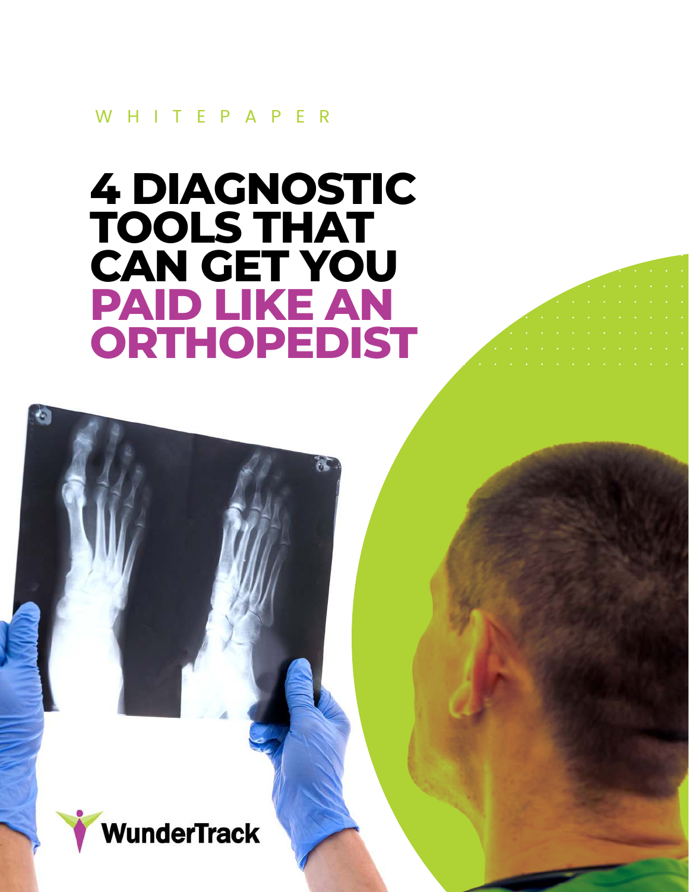WHITEPAPER

# 4 DIAGNOSTIC TOOLS THAT CAN GET YOU PAID LIKE AN ORTHOPEDIST

WunderTrack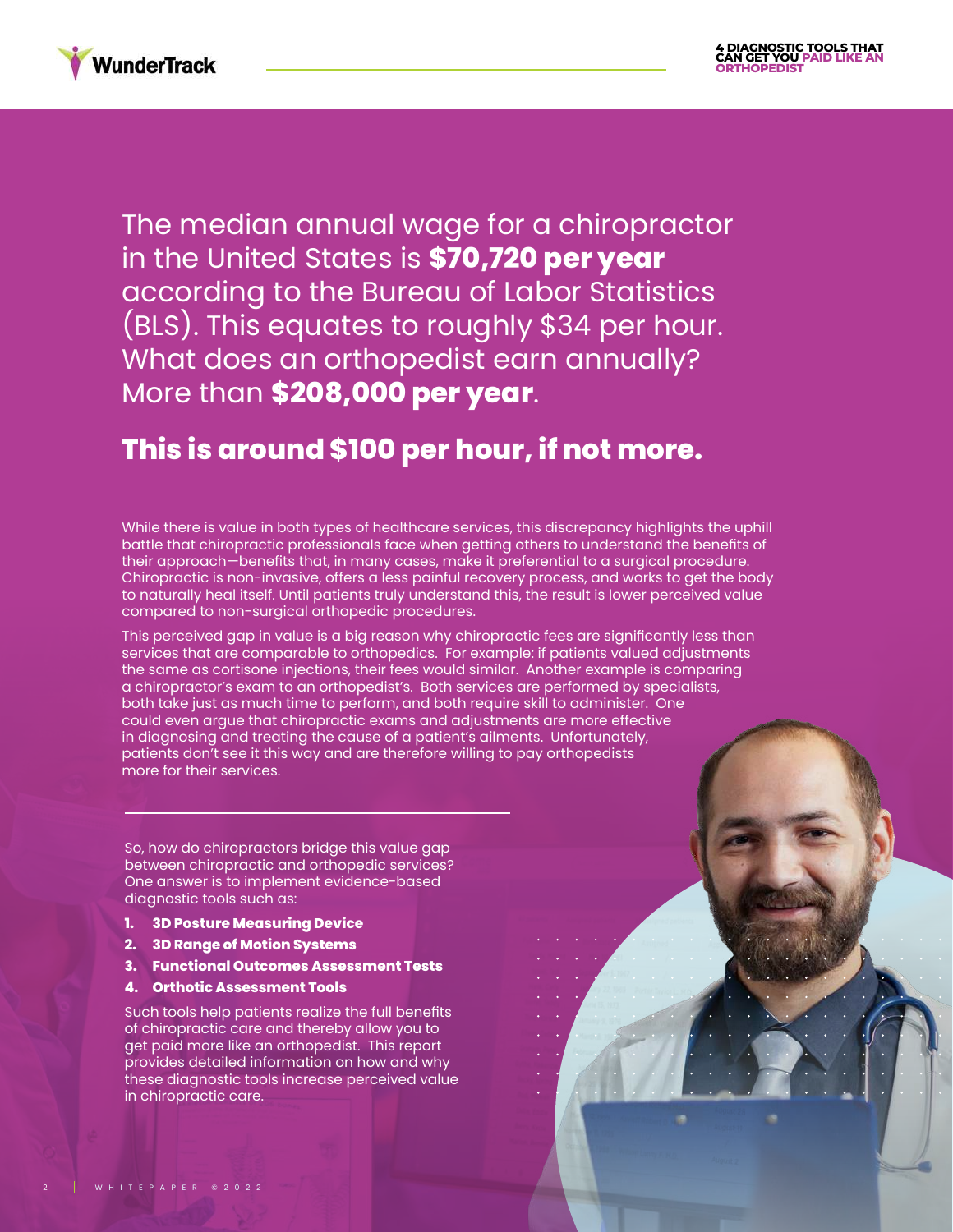The median annual wage for a chiropractor in the United States is **$70,720 per year** according to the Bureau of Labor Statistics (BLS). This equates to roughly $34 per hour. What does an orthopedist earn annually? More than **$208,000 per year**.

## This is around $100 per hour, if not more.

While there is value in both types of healthcare services, this discrepancy highlights the uphill battle that chiropractic professionals face when getting others to understand the benefits of their approach—benefits that, in many cases, make it preferential to a surgical procedure. Chiropractic is non-invasive, offers a less painful recovery process, and works to get the body to naturally heal itself. Until patients truly understand this, the result is lower perceived value compared to non-surgical orthopedic procedures.

This perceived gap in value is a big reason why chiropractic fees are significantly less than services that are comparable to orthopedics. For example: if patients valued adjustments the same as cortisone injections, their fees would similar. Another example is comparing a chiropractor's exam to an orthopedist's. Both services are performed by specialists, both take just as much time to perform, and both require skill to administer. One could even argue that chiropractic exams and adjustments are more effective in diagnosing and treating the cause of a patient's ailments. Unfortunately, patients don't see it this way and are therefore willing to pay orthopedists more for their services.

So, how do chiropractors bridge this value gap between chiropractic and orthopedic services? One answer is to implement evidence-based diagnostic tools such as:

1. **3D Posture Measuring Device**
2. **3D Range of Motion Systems**
3. **Functional Outcomes Assessment Tests**
4. **Orthotic Assessment Tools**

Such tools help patients realize the full benefits of chiropractic care and thereby allow you to get paid more like an orthopedist. This report provides detailed information on how and why these diagnostic tools increase perceived value in chiropractic care.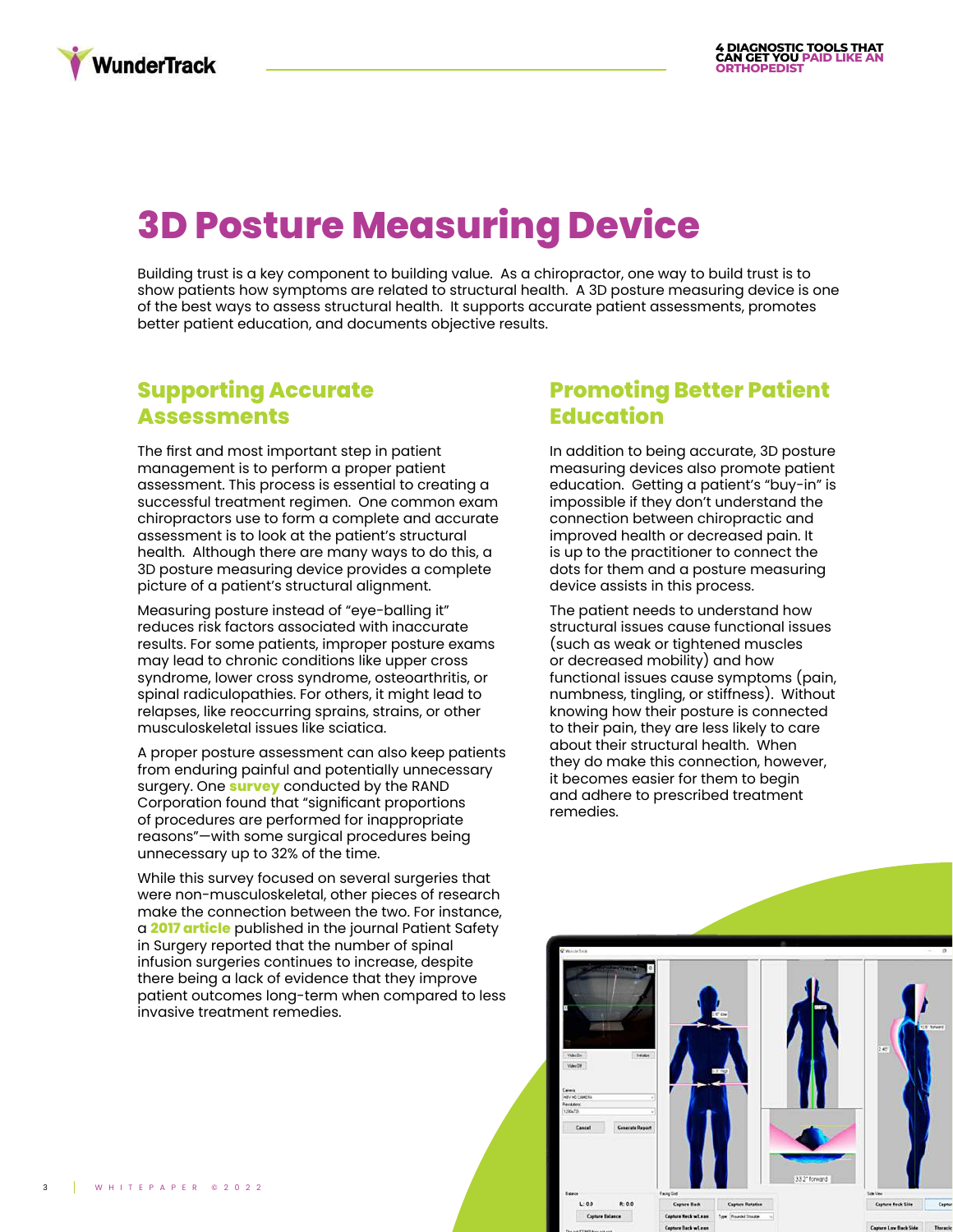# 3D Posture Measuring Device

Building trust is a key component to building value. As a chiropractor, one way to build trust is to show patients how symptoms are related to structural health. A 3D posture measuring device is one of the best ways to assess structural health. It supports accurate patient assessments, promotes better patient education, and documents objective results.

## Supporting Accurate Assessments

The first and most important step in patient management is to perform a proper patient assessment. This process is essential to creating a successful treatment regimen. One common exam chiropractors use to form a complete and accurate assessment is to look at the patient's structural health. Although there are many ways to do this, a 3D posture measuring device provides a complete picture of a patient's structural alignment.

Measuring posture instead of "eye-balling it" reduces risk factors associated with inaccurate results. For some patients, improper posture exams may lead to chronic conditions like upper cross syndrome, lower cross syndrome, osteoarthritis, or spinal radiculopathies. For others, it might lead to relapses, like reoccurring sprains, strains, or other musculoskeletal issues like sciatica.

A proper posture assessment can also keep patients from enduring painful and potentially unnecessary surgery. One **survey** conducted by the RAND Corporation found that "significant proportions of procedures are performed for inappropriate reasons"—with some surgical procedures being unnecessary up to 32% of the time.

While this survey focused on several surgeries that were non-musculoskeletal, other pieces of research make the connection between the two. For instance, a **2017 article** published in the journal Patient Safety in Surgery reported that the number of spinal infusion surgeries continues to increase, despite there being a lack of evidence that they improve patient outcomes long-term when compared to less invasive treatment remedies.

## Promoting Better Patient Education

In addition to being accurate, 3D posture measuring devices also promote patient education. Getting a patient's "buy-in" is impossible if they don't understand the connection between chiropractic and improved health or decreased pain. It is up to the practitioner to connect the dots for them and a posture measuring device assists in this process.

The patient needs to understand how structural issues cause functional issues (such as weak or tightened muscles or decreased mobility) and how functional issues cause symptoms (pain, numbness, tingling, or stiffness). Without knowing how their posture is connected to their pain, they are less likely to care about their structural health. When they do make this connection, however, it becomes easier for them to begin and adhere to prescribed treatment remedies.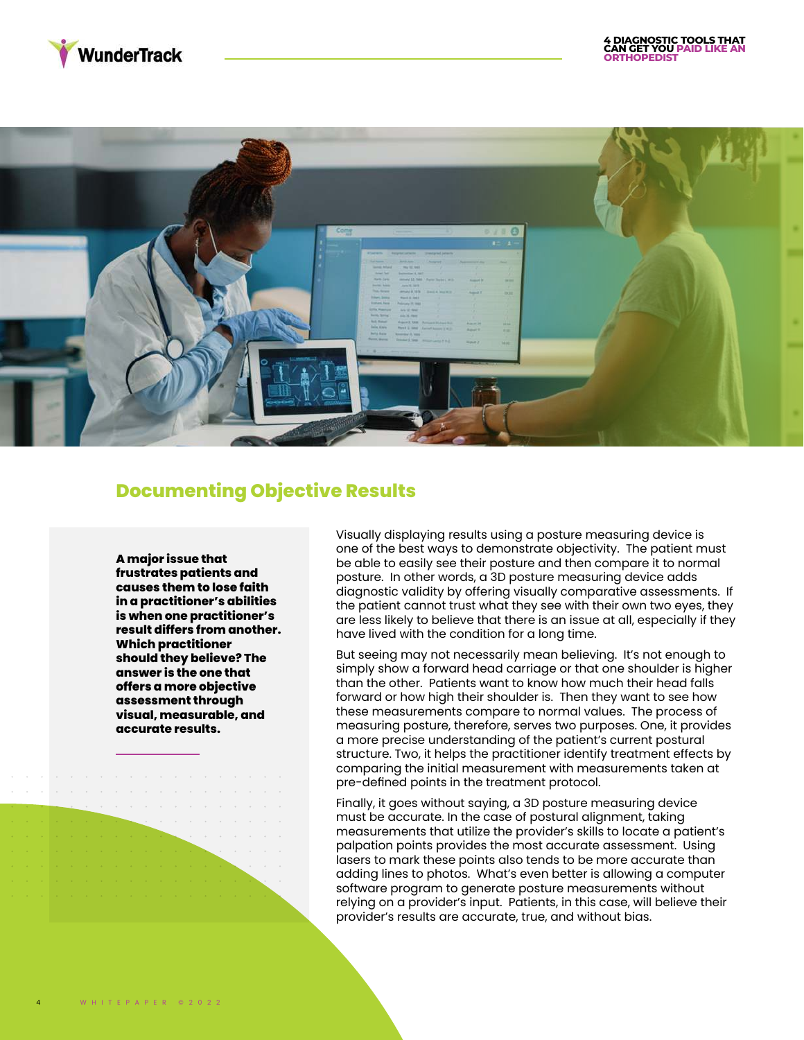## Documenting Objective Results

**A major issue that frustrates patients and causes them to lose faith in a practitioner's abilities is when one practitioner's result differs from another. Which practitioner should they believe? The answer is the one that offers a more objective assessment through visual, measurable, and accurate results.**

Visually displaying results using a posture measuring device is one of the best ways to demonstrate objectivity. The patient must be able to easily see their posture and then compare it to normal posture. In other words, a 3D posture measuring device adds diagnostic validity by offering visually comparative assessments. If the patient cannot trust what they see with their own two eyes, they are less likely to believe that there is an issue at all, especially if they have lived with the condition for a long time.

But seeing may not necessarily mean believing. It's not enough to simply show a forward head carriage or that one shoulder is higher than the other. Patients want to know how much their head falls forward or how high their shoulder is. Then they want to see how these measurements compare to normal values. The process of measuring posture, therefore, serves two purposes. One, it provides a more precise understanding of the patient's current postural structure. Two, it helps the practitioner identify treatment effects by comparing the initial measurement with measurements taken at pre-defined points in the treatment protocol.

Finally, it goes without saying, a 3D posture measuring device must be accurate. In the case of postural alignment, taking measurements that utilize the provider's skills to locate a patient's palpation points provides the most accurate assessment. Using lasers to mark these points also tends to be more accurate than adding lines to photos. What's even better is allowing a computer software program to generate posture measurements without relying on a provider's input. Patients, in this case, will believe their provider's results are accurate, true, and without bias.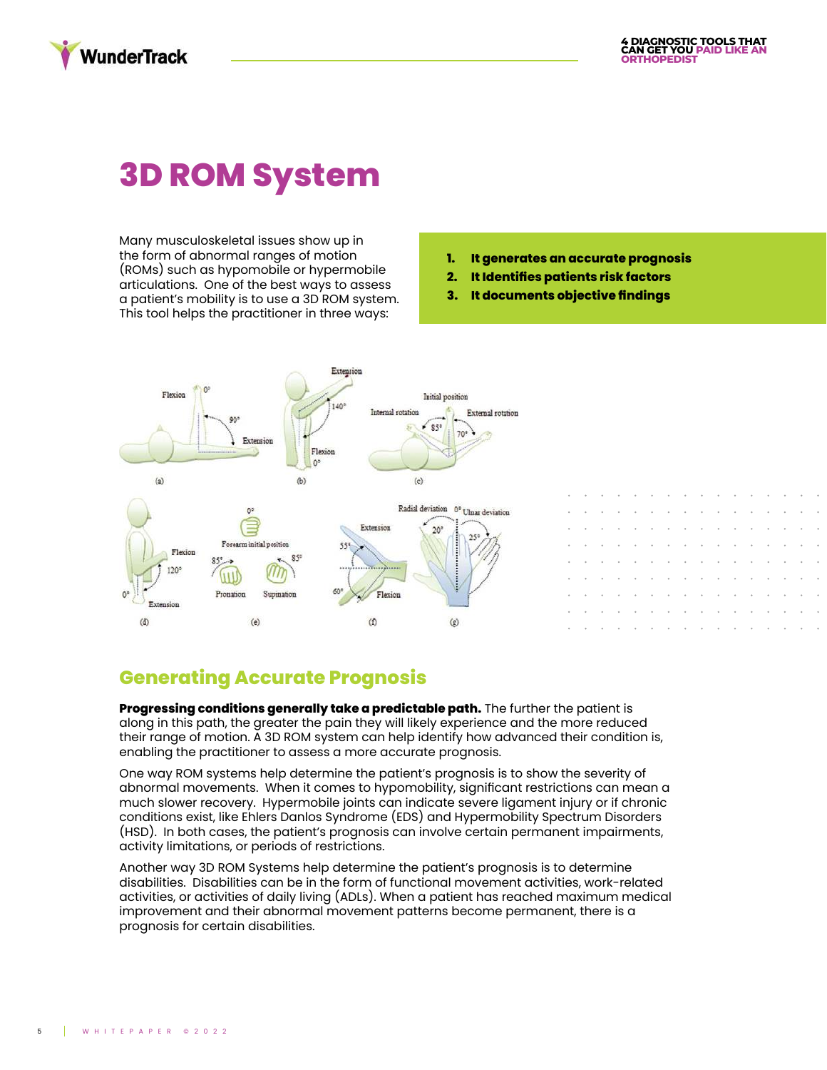# 3D ROM System

Many musculoskeletal issues show up in the form of abnormal ranges of motion (ROMs) such as hypomobile or hypermobile articulations. One of the best ways to assess a patient's mobility is to use a 3D ROM system. This tool helps the practitioner in three ways:

1. **It generates an accurate prognosis**
2. **It Identifies patients risk factors**
3. **It documents objective findings**

## Generating Accurate Prognosis

**Progressing conditions generally take a predictable path.** The further the patient is along in this path, the greater the pain they will likely experience and the more reduced their range of motion. A 3D ROM system can help identify how advanced their condition is, enabling the practitioner to assess a more accurate prognosis.

One way ROM systems help determine the patient's prognosis is to show the severity of abnormal movements. When it comes to hypomobility, significant restrictions can mean a much slower recovery. Hypermobile joints can indicate severe ligament injury or if chronic conditions exist, like Ehlers Danlos Syndrome (EDS) and Hypermobility Spectrum Disorders (HSD). In both cases, the patient's prognosis can involve certain permanent impairments, activity limitations, or periods of restrictions.

Another way 3D ROM Systems help determine the patient's prognosis is to determine disabilities. Disabilities can be in the form of functional movement activities, work-related activities, or activities of daily living (ADLs). When a patient has reached maximum medical improvement and their abnormal movement patterns become permanent, there is a prognosis for certain disabilities.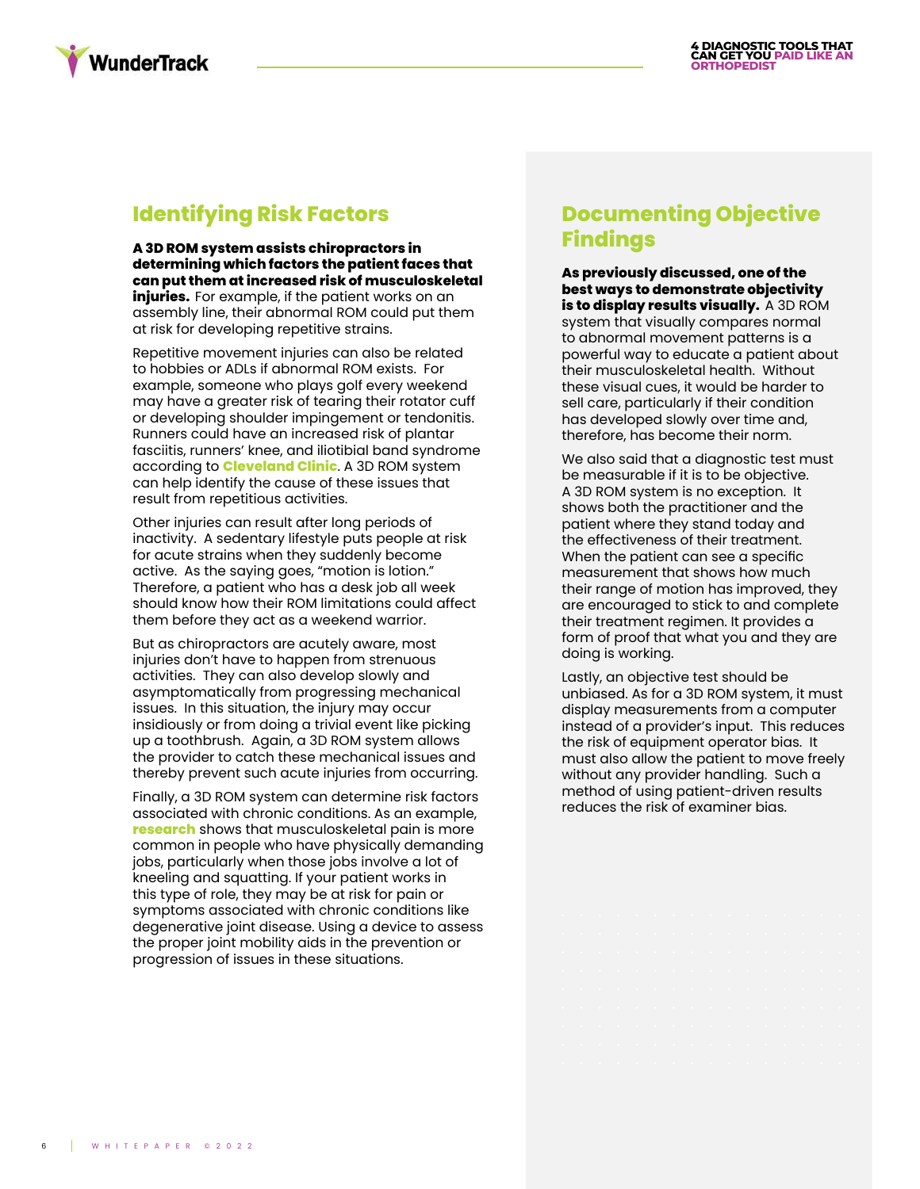## Identifying Risk Factors

**A 3D ROM system assists chiropractors in determining which factors the patient faces that can put them at increased risk of musculoskeletal injuries.** For example, if the patient works on an assembly line, their abnormal ROM could put them at risk for developing repetitive strains.

Repetitive movement injuries can also be related to hobbies or ADLs if abnormal ROM exists. For example, someone who plays golf every weekend may have a greater risk of tearing their rotator cuff or developing shoulder impingement or tendonitis. Runners could have an increased risk of plantar fasciitis, runners' knee, and iliotibial band syndrome according to **Cleveland Clinic**. A 3D ROM system can help identify the cause of these issues that result from repetitious activities.

Other injuries can result after long periods of inactivity. A sedentary lifestyle puts people at risk for acute strains when they suddenly become active. As the saying goes, "motion is lotion." Therefore, a patient who has a desk job all week should know how their ROM limitations could affect them before they act as a weekend warrior.

But as chiropractors are acutely aware, most injuries don't have to happen from strenuous activities. They can also develop slowly and asymptomatically from progressing mechanical issues. In this situation, the injury may occur insidiously or from doing a trivial event like picking up a toothbrush. Again, a 3D ROM system allows the provider to catch these mechanical issues and thereby prevent such acute injuries from occurring.

Finally, a 3D ROM system can determine risk factors associated with chronic conditions. As an example, **research** shows that musculoskeletal pain is more common in people who have physically demanding jobs, particularly when those jobs involve a lot of kneeling and squatting. If your patient works in this type of role, they may be at risk for pain or symptoms associated with chronic conditions like degenerative joint disease. Using a device to assess the proper joint mobility aids in the prevention or progression of issues in these situations.

## Documenting Objective Findings

**As previously discussed, one of the best ways to demonstrate objectivity is to display results visually.** A 3D ROM system that visually compares normal to abnormal movement patterns is a powerful way to educate a patient about their musculoskeletal health. Without these visual cues, it would be harder to sell care, particularly if their condition has developed slowly over time and, therefore, has become their norm.

We also said that a diagnostic test must be measurable if it is to be objective. A 3D ROM system is no exception. It shows both the practitioner and the patient where they stand today and the effectiveness of their treatment. When the patient can see a specific measurement that shows how much their range of motion has improved, they are encouraged to stick to and complete their treatment regimen. It provides a form of proof that what you and they are doing is working.

Lastly, an objective test should be unbiased. As for a 3D ROM system, it must display measurements from a computer instead of a provider's input. This reduces the risk of equipment operator bias. It must also allow the patient to move freely without any provider handling. Such a method of using patient-driven results reduces the risk of examiner bias.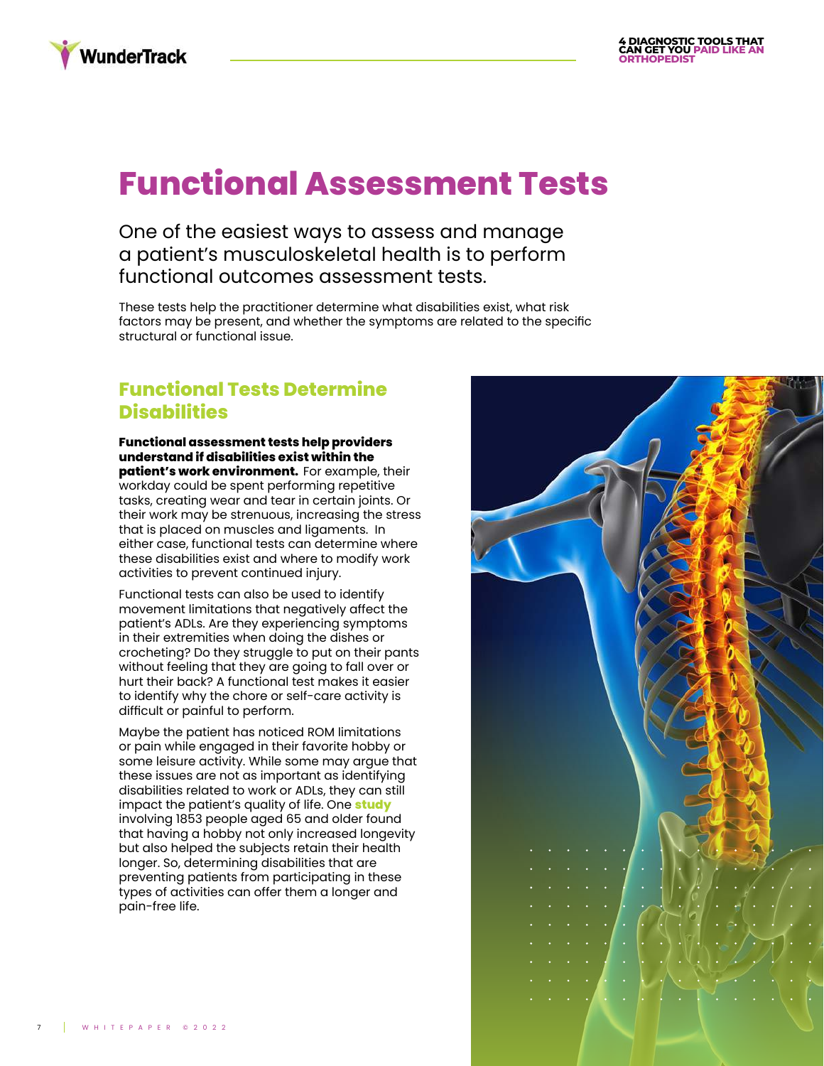# Functional Assessment Tests

One of the easiest ways to assess and manage a patient's musculoskeletal health is to perform functional outcomes assessment tests.

These tests help the practitioner determine what disabilities exist, what risk factors may be present, and whether the symptoms are related to the specific structural or functional issue.

## Functional Tests Determine Disabilities

**Functional assessment tests help providers understand if disabilities exist within the patient's work environment.** For example, their workday could be spent performing repetitive tasks, creating wear and tear in certain joints. Or their work may be strenuous, increasing the stress that is placed on muscles and ligaments. In either case, functional tests can determine where these disabilities exist and where to modify work activities to prevent continued injury.

Functional tests can also be used to identify movement limitations that negatively affect the patient's ADLs. Are they experiencing symptoms in their extremities when doing the dishes or crocheting? Do they struggle to put on their pants without feeling that they are going to fall over or hurt their back? A functional test makes it easier to identify why the chore or self-care activity is difficult or painful to perform.

Maybe the patient has noticed ROM limitations or pain while engaged in their favorite hobby or some leisure activity. While some may argue that these issues are not as important as identifying disabilities related to work or ADLs, they can still impact the patient's quality of life. One **study** involving 1853 people aged 65 and older found that having a hobby not only increased longevity but also helped the subjects retain their health longer. So, determining disabilities that are preventing patients from participating in these types of activities can offer them a longer and pain-free life.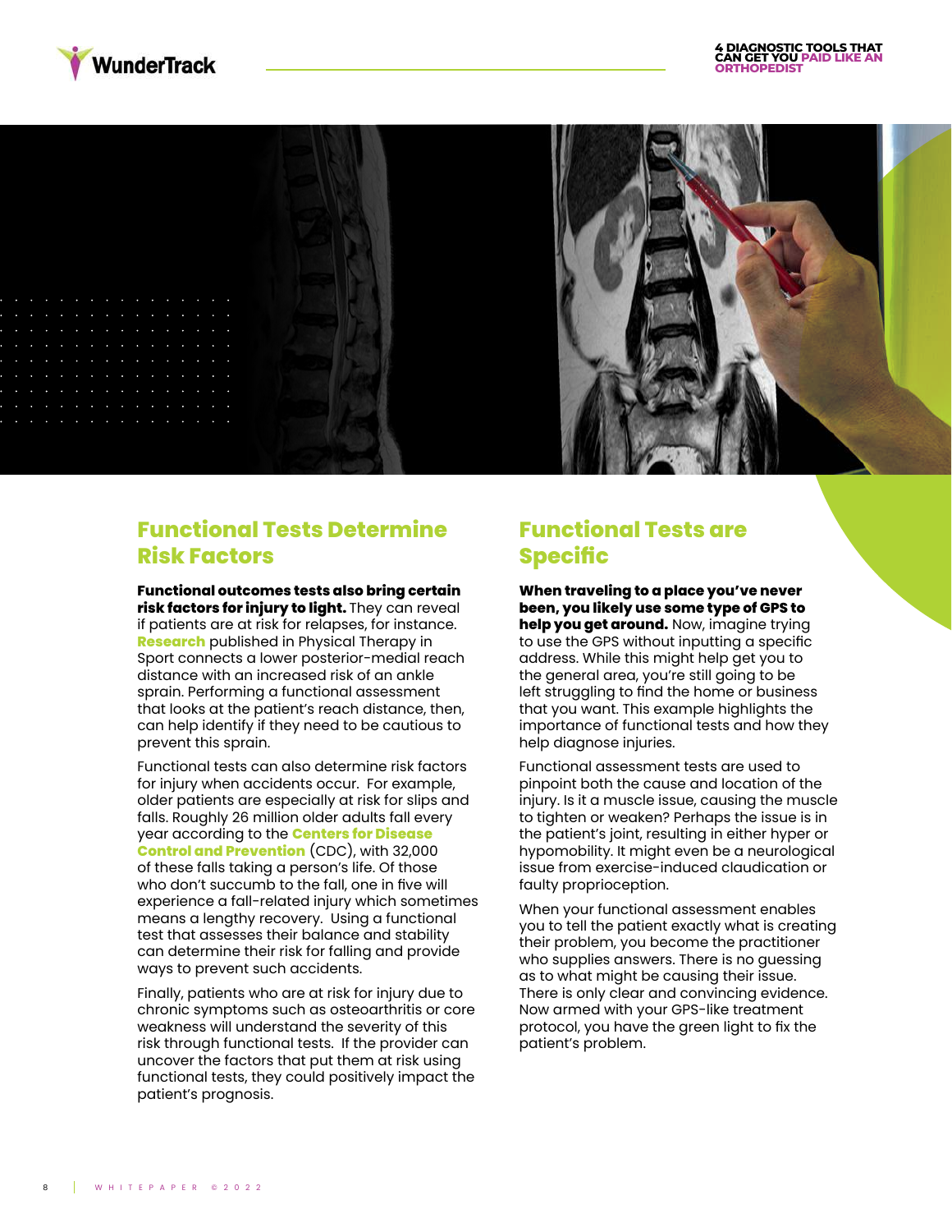## Functional Tests Determine Risk Factors

**Functional outcomes tests also bring certain risk factors for injury to light.** They can reveal if patients are at risk for relapses, for instance. **Research** published in Physical Therapy in Sport connects a lower posterior-medial reach distance with an increased risk of an ankle sprain. Performing a functional assessment that looks at the patient's reach distance, then, can help identify if they need to be cautious to prevent this sprain.

Functional tests can also determine risk factors for injury when accidents occur. For example, older patients are especially at risk for slips and falls. Roughly 26 million older adults fall every year according to the **Centers for Disease Control and Prevention** (CDC), with 32,000 of these falls taking a person's life. Of those who don't succumb to the fall, one in five will experience a fall-related injury which sometimes means a lengthy recovery. Using a functional test that assesses their balance and stability can determine their risk for falling and provide ways to prevent such accidents.

Finally, patients who are at risk for injury due to chronic symptoms such as osteoarthritis or core weakness will understand the severity of this risk through functional tests. If the provider can uncover the factors that put them at risk using functional tests, they could positively impact the patient's prognosis.

## Functional Tests are Specific

**When traveling to a place you've never been, you likely use some type of GPS to help you get around.** Now, imagine trying to use the GPS without inputting a specific address. While this might help get you to the general area, you're still going to be left struggling to find the home or business that you want. This example highlights the importance of functional tests and how they help diagnose injuries.

Functional assessment tests are used to pinpoint both the cause and location of the injury. Is it a muscle issue, causing the muscle to tighten or weaken? Perhaps the issue is in the patient's joint, resulting in either hyper or hypomobility. It might even be a neurological issue from exercise-induced claudication or faulty proprioception.

When your functional assessment enables you to tell the patient exactly what is creating their problem, you become the practitioner who supplies answers. There is no guessing as to what might be causing their issue. There is only clear and convincing evidence. Now armed with your GPS-like treatment protocol, you have the green light to fix the patient's problem.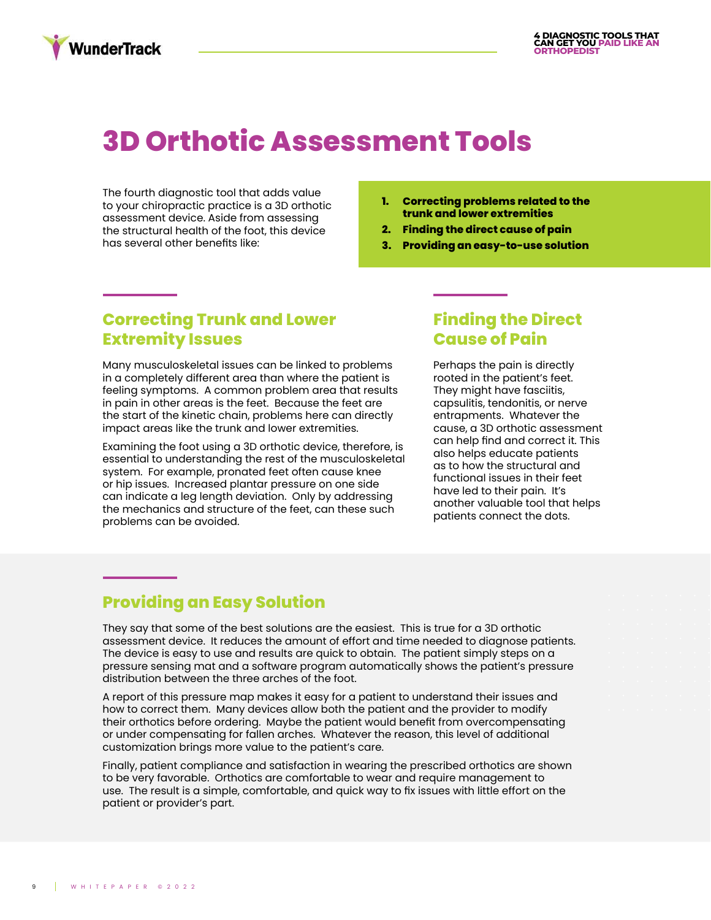# 3D Orthotic Assessment Tools

The fourth diagnostic tool that adds value to your chiropractic practice is a 3D orthotic assessment device. Aside from assessing the structural health of the foot, this device has several other benefits like:

1. **Correcting problems related to the trunk and lower extremities**
2. **Finding the direct cause of pain**
3. **Providing an easy-to-use solution**

## Correcting Trunk and Lower Extremity Issues

Many musculoskeletal issues can be linked to problems in a completely different area than where the patient is feeling symptoms. A common problem area that results in pain in other areas is the feet. Because the feet are the start of the kinetic chain, problems here can directly impact areas like the trunk and lower extremities.

Examining the foot using a 3D orthotic device, therefore, is essential to understanding the rest of the musculoskeletal system. For example, pronated feet often cause knee or hip issues. Increased plantar pressure on one side can indicate a leg length deviation. Only by addressing the mechanics and structure of the feet, can these such problems can be avoided.

## Finding the Direct Cause of Pain

Perhaps the pain is directly rooted in the patient's feet. They might have fasciitis, capsulitis, tendonitis, or nerve entrapments. Whatever the cause, a 3D orthotic assessment can help find and correct it. This also helps educate patients as to how the structural and functional issues in their feet have led to their pain. It's another valuable tool that helps patients connect the dots.

## Providing an Easy Solution

They say that some of the best solutions are the easiest. This is true for a 3D orthotic assessment device. It reduces the amount of effort and time needed to diagnose patients. The device is easy to use and results are quick to obtain. The patient simply steps on a pressure sensing mat and a software program automatically shows the patient's pressure distribution between the three arches of the foot.

A report of this pressure map makes it easy for a patient to understand their issues and how to correct them. Many devices allow both the patient and the provider to modify their orthotics before ordering. Maybe the patient would benefit from overcompensating or under compensating for fallen arches. Whatever the reason, this level of additional customization brings more value to the patient's care.

Finally, patient compliance and satisfaction in wearing the prescribed orthotics are shown to be very favorable. Orthotics are comfortable to wear and require management to use. The result is a simple, comfortable, and quick way to fix issues with little effort on the patient or provider's part.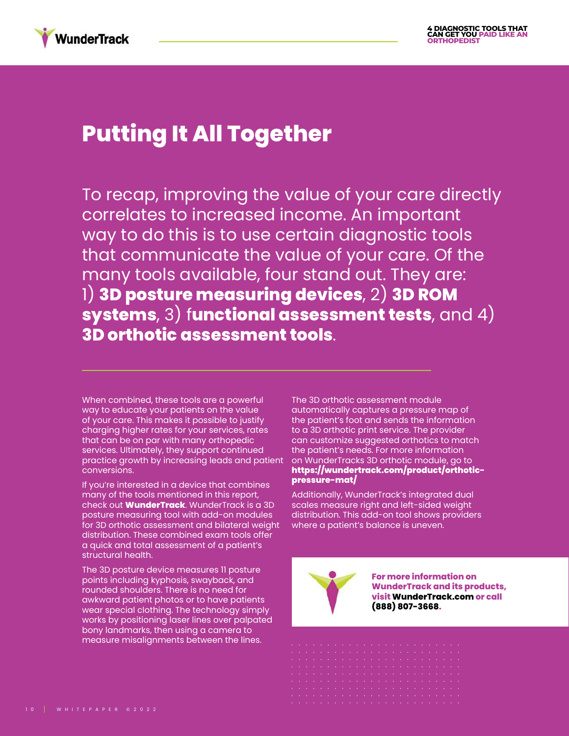# Putting It All Together

To recap, improving the value of your care directly correlates to increased income. An important way to do this is to use certain diagnostic tools that communicate the value of your care. Of the many tools available, four stand out. They are: 1) **3D posture measuring devices**, 2) **3D ROM systems**, 3) f**unctional assessment tests**, and 4) **3D orthotic assessment tools**.

When combined, these tools are a powerful way to educate your patients on the value of your care. This makes it possible to justify charging higher rates for your services, rates that can be on par with many orthopedic services. Ultimately, they support continued practice growth by increasing leads and patient conversions.

If you're interested in a device that combines many of the tools mentioned in this report, check out **WunderTrack**. WunderTrack is a 3D posture measuring tool with add-on modules for 3D orthotic assessment and bilateral weight distribution. These combined exam tools offer a quick and total assessment of a patient's structural health.

The 3D posture device measures 11 posture points including kyphosis, swayback, and rounded shoulders. There is no need for awkward patient photos or to have patients wear special clothing. The technology simply works by positioning laser lines over palpated bony landmarks, then using a camera to measure misalignments between the lines.

The 3D orthotic assessment module automatically captures a pressure map of the patient's foot and sends the information to a 3D orthotic print service. The provider can customize suggested orthotics to match the patient's needs. For more information on WunderTracks 3D orthotic module, go to **https://wundertrack.com/product/orthotic-pressure-mat/**

Additionally, WunderTrack's integrated dual scales measure right and left-sided weight distribution. This add-on tool shows providers where a patient's balance is uneven.

**For more information on WunderTrack and its products, visit WunderTrack.com or call (888) 807-3668.**